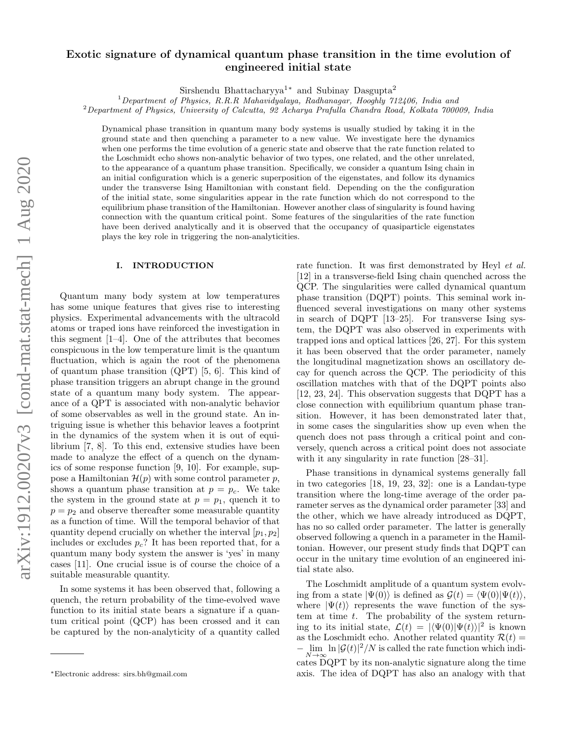# Exotic signature of dynamical quantum phase transition in the time evolution of engineered initial state

Sirshendu Bhattacharyya[1*] and Subinay Dasgupta[2]

[1]*Department of Physics, R.R.R Mahavidyalaya, Radhanagar, Hooghly 712406, India and*
[2]*Department of Physics, University of Calcutta, 92 Acharya Prafulla Chandra Road, Kolkata 700009, India*

Dynamical phase transition in quantum many body systems is usually studied by taking it in the ground state and then quenching a parameter to a new value. We investigate here the dynamics when one performs the time evolution of a generic state and observe that the rate function related to the Loschmidt echo shows non-analytic behavior of two types, one related, and the other unrelated, to the appearance of a quantum phase transition. Specifically, we consider a quantum Ising chain in an initial configuration which is a generic superposition of the eigenstates, and follow its dynamics under the transverse Ising Hamiltonian with constant field. Depending on the the configuration of the initial state, some singularities appear in the rate function which do not correspond to the equilibrium phase transition of the Hamiltonian. However another class of singularity is found having connection with the quantum critical point. Some features of the singularities of the rate function have been derived analytically and it is observed that the occupancy of quasiparticle eigenstates plays the key role in triggering the non-analyticities.

## I. INTRODUCTION

Quantum many body system at low temperatures has some unique features that gives rise to interesting physics. Experimental advancements with the ultracold atoms or traped ions have reinforced the investigation in this segment [1–4]. One of the attributes that becomes conspicuous in the low temperature limit is the quantum fluctuation, which is again the root of the phenomena of quantum phase transition (QPT) [5, 6]. This kind of phase transition triggers an abrupt change in the ground state of a quantum many body system. The appearance of a QPT is associated with non-analytic behavior of some observables as well in the ground state. An intriguing issue is whether this behavior leaves a footprint in the dynamics of the system when it is out of equilibrium [7, 8]. To this end, extensive studies have been made to analyze the effect of a quench on the dynamics of some response function [9, 10]. For example, suppose a Hamiltonian $\mathcal{H}(p)$ with some control parameter $p$, shows a quantum phase transition at $p = p_c$. We take the system in the ground state at $p = p_1$, quench it to $p = p_2$ and observe thereafter some measurable quantity as a function of time. Will the temporal behavior of that quantity depend crucially on whether the interval $[p_1, p_2]$ includes or excludes $p_c$? It has been reported that, for a quantum many body system the answer is 'yes' in many cases [11]. One crucial issue is of course the choice of a suitable measurable quantity.

In some systems it has been observed that, following a quench, the return probability of the time-evolved wave function to its initial state bears a signature if a quantum critical point (QCP) has been crossed and it can be captured by the non-analyticity of a quantity called rate function. It was first demonstrated by Heyl *et al.* [12] in a transverse-field Ising chain quenched across the QCP. The singularities were called dynamical quantum phase transition (DQPT) points. This seminal work influenced several investigations on many other systems in search of DQPT [13–25]. For transverse Ising system, the DQPT was also observed in experiments with trapped ions and optical lattices [26, 27]. For this system it has been observed that the order parameter, namely the longitudinal magnetization shows an oscillatory decay for quench across the QCP. The periodicity of this oscillation matches with that of the DQPT points also [12, 23, 24]. This observation suggests that DQPT has a close connection with equilibrium quantum phase transition. However, it has been demonstrated later that, in some cases the singularities show up even when the quench does not pass through a critical point and conversely, quench across a critical point does not associate with it any singularity in rate function [28–31].

Phase transitions in dynamical systems generally fall in two categories [18, 19, 23, 32]: one is a Landau-type transition where the long-time average of the order parameter serves as the dynamical order parameter [33] and the other, which we have already introduced as DQPT, has no so called order parameter. The latter is generally observed following a quench in a parameter in the Hamiltonian. However, our present study finds that DQPT can occur in the unitary time evolution of an engineered initial state also.

The Loschmidt amplitude of a quantum system evolving from a state $|\Psi(0)\rangle$ is defined as $\mathcal{G}(t) = \langle\Psi(0)|\Psi(t)\rangle$, where $|\Psi(t)\rangle$ represents the wave function of the system at time $t$. The probability of the system returning to its initial state, $\mathcal{L}(t) = |\langle\Psi(0)|\Psi(t)\rangle|^2$ is known as the Loschmidt echo. Another related quantity $\mathcal{R}(t) = -\lim_{N\to\infty} \ln|\mathcal{G}(t)|^2/N$ is called the rate function which indicates DQPT by its non-analytic signature along the time axis. The idea of DQPT has also an analogy with that

*Electronic address: sirs.bh@gmail.com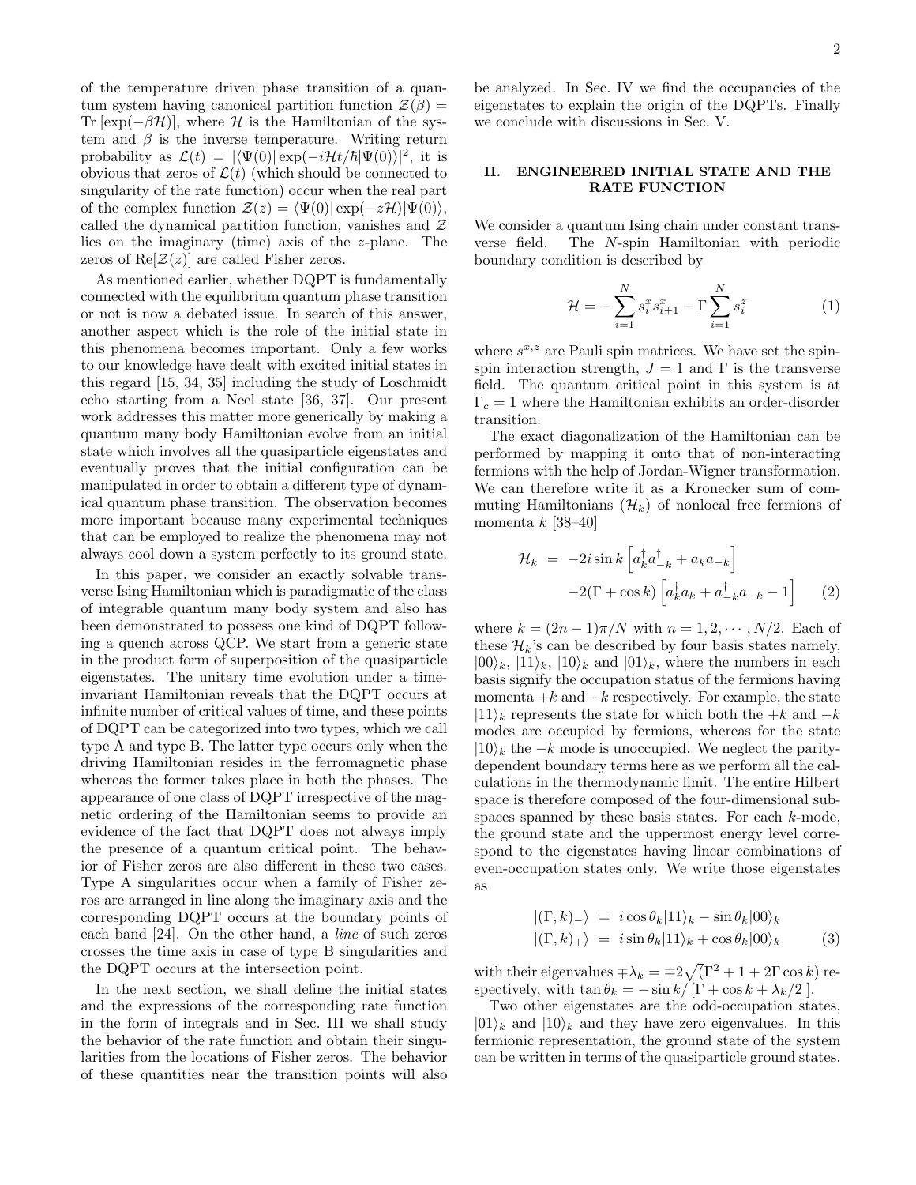of the temperature driven phase transition of a quantum system having canonical partition function $\mathcal{Z}(\beta) = \text{Tr}\left[\exp(-\beta\mathcal{H})\right]$, where $\mathcal{H}$ is the Hamiltonian of the system and $\beta$ is the inverse temperature. Writing return probability as $\mathcal{L}(t) = |\langle\Psi(0)|\exp(-i\mathcal{H}t/\hbar|\Psi(0)\rangle|^2$, it is obvious that zeros of $\mathcal{L}(t)$ (which should be connected to singularity of the rate function) occur when the real part of the complex function $\mathcal{Z}(z) = \langle\Psi(0)|\exp(-z\mathcal{H})|\Psi(0)\rangle$, called the dynamical partition function, vanishes and $\mathcal{Z}$ lies on the imaginary (time) axis of the $z$-plane. The zeros of $\text{Re}[\mathcal{Z}(z)]$ are called Fisher zeros.

As mentioned earlier, whether DQPT is fundamentally connected with the equilibrium quantum phase transition or not is now a debated issue. In search of this answer, another aspect which is the role of the initial state in this phenomena becomes important. Only a few works to our knowledge have dealt with excited initial states in this regard [15, 34, 35] including the study of Loschmidt echo starting from a Neel state [36, 37]. Our present work addresses this matter more generically by making a quantum many body Hamiltonian evolve from an initial state which involves all the quasiparticle eigenstates and eventually proves that the initial configuration can be manipulated in order to obtain a different type of dynamical quantum phase transition. The observation becomes more important because many experimental techniques that can be employed to realize the phenomena may not always cool down a system perfectly to its ground state.

In this paper, we consider an exactly solvable transverse Ising Hamiltonian which is paradigmatic of the class of integrable quantum many body system and also has been demonstrated to possess one kind of DQPT following a quench across QCP. We start from a generic state in the product form of superposition of the quasiparticle eigenstates. The unitary time evolution under a time-invariant Hamiltonian reveals that the DQPT occurs at infinite number of critical values of time, and these points of DQPT can be categorized into two types, which we call type A and type B. The latter type occurs only when the driving Hamiltonian resides in the ferromagnetic phase whereas the former takes place in both the phases. The appearance of one class of DQPT irrespective of the magnetic ordering of the Hamiltonian seems to provide an evidence of the fact that DQPT does not always imply the presence of a quantum critical point. The behavior of Fisher zeros are also different in these two cases. Type A singularities occur when a family of Fisher zeros are arranged in line along the imaginary axis and the corresponding DQPT occurs at the boundary points of each band [24]. On the other hand, a *line* of such zeros crosses the time axis in case of type B singularities and the DQPT occurs at the intersection point.

In the next section, we shall define the initial states and the expressions of the corresponding rate function in the form of integrals and in Sec. III we shall study the behavior of the rate function and obtain their singularities from the locations of Fisher zeros. The behavior of these quantities near the transition points will also be analyzed. In Sec. IV we find the occupancies of the eigenstates to explain the origin of the DQPTs. Finally we conclude with discussions in Sec. V.

## II. ENGINEERED INITIAL STATE AND THE RATE FUNCTION

We consider a quantum Ising chain under constant transverse field. The $N$-spin Hamiltonian with periodic boundary condition is described by

$$\mathcal{H} = -\sum_{i=1}^{N} s_i^x s_{i+1}^x - \Gamma\sum_{i=1}^{N} s_i^z \tag{1}$$

where $s^{x,z}$ are Pauli spin matrices. We have set the spin-spin interaction strength, $J = 1$ and $\Gamma$ is the transverse field. The quantum critical point in this system is at $\Gamma_c = 1$ where the Hamiltonian exhibits an order-disorder transition.

The exact diagonalization of the Hamiltonian can be performed by mapping it onto that of non-interacting fermions with the help of Jordan-Wigner transformation. We can therefore write it as a Kronecker sum of commuting Hamiltonians ($\mathcal{H}_k$) of nonlocal free fermions of momenta $k$ [38–40]

$$\begin{aligned}\mathcal{H}_k &= -2i\sin k\left[a_k^\dagger a_{-k}^\dagger + a_k a_{-k}\right] \\ &\quad -2(\Gamma+\cos k)\left[a_k^\dagger a_k + a_{-k}^\dagger a_{-k} - 1\right]\end{aligned} \tag{2}$$

where $k = (2n-1)\pi/N$ with $n = 1, 2, \cdots, N/2$. Each of these $\mathcal{H}_k$'s can be described by four basis states namely, $|00\rangle_k$, $|11\rangle_k$, $|10\rangle_k$ and $|01\rangle_k$, where the numbers in each basis signify the occupation status of the fermions having momenta $+k$ and $-k$ respectively. For example, the state $|11\rangle_k$ represents the state for which both the $+k$ and $-k$ modes are occupied by fermions, whereas for the state $|10\rangle_k$ the $-k$ mode is unoccupied. We neglect the parity-dependent boundary terms here as we perform all the calculations in the thermodynamic limit. The entire Hilbert space is therefore composed of the four-dimensional subspaces spanned by these basis states. For each $k$-mode, the ground state and the uppermost energy level correspond to the eigenstates having linear combinations of even-occupation states only. We write those eigenstates as

$$\begin{aligned}|(\Gamma,k)_-\rangle &= i\cos\theta_k|11\rangle_k - \sin\theta_k|00\rangle_k \\ |(\Gamma,k)_+\rangle &= i\sin\theta_k|11\rangle_k + \cos\theta_k|00\rangle_k\end{aligned} \tag{3}$$

with their eigenvalues $\mp\lambda_k = \mp 2\sqrt{(\Gamma^2 + 1 + 2\Gamma\cos k)}$ respectively, with $\tan\theta_k = -\sin k/\left[\Gamma + \cos k + \lambda_k/2\right]$.

Two other eigenstates are the odd-occupation states, $|01\rangle_k$ and $|10\rangle_k$ and they have zero eigenvalues. In this fermionic representation, the ground state of the system can be written in terms of the quasiparticle ground states.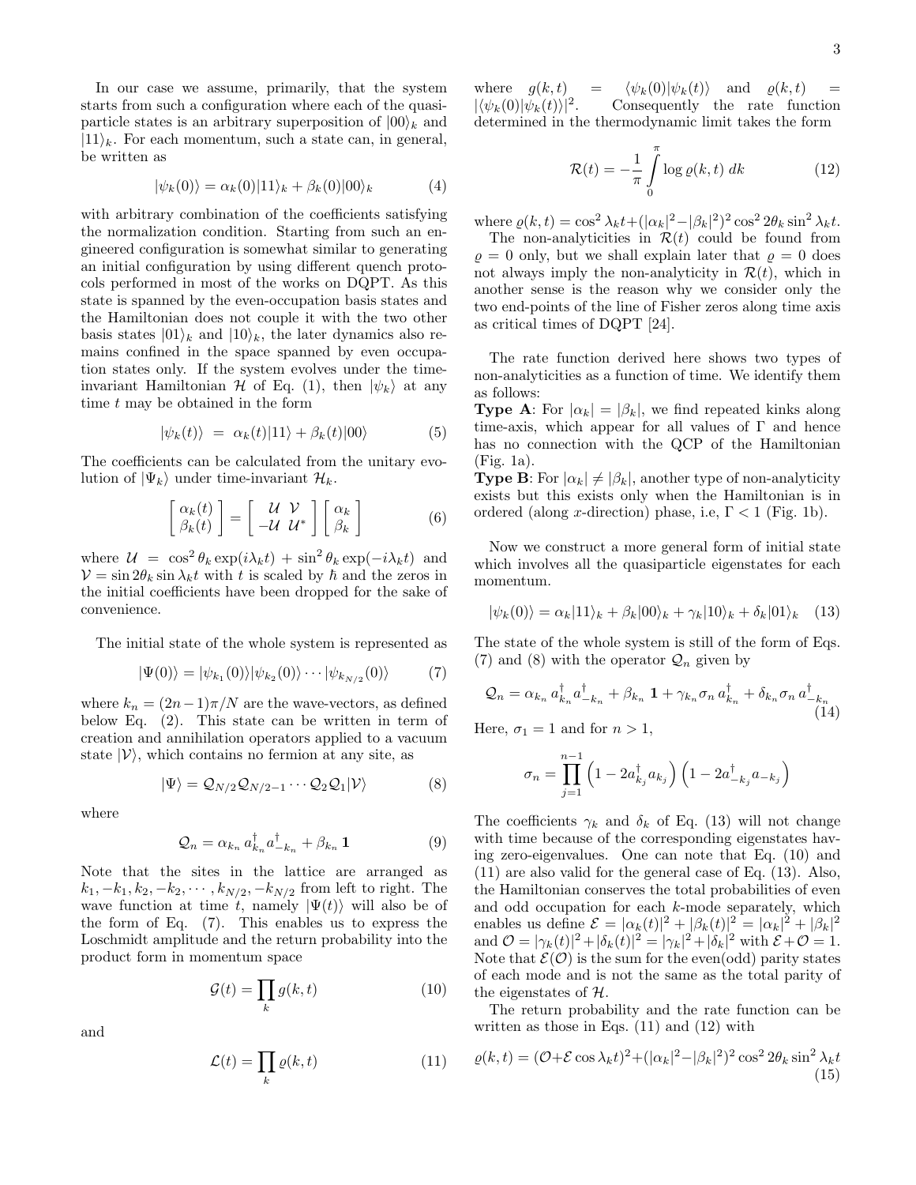In our case we assume, primarily, that the system starts from such a configuration where each of the quasi-particle states is an arbitrary superposition of $|00\rangle_k$ and $|11\rangle_k$. For each momentum, such a state can, in general, be written as

$$|\psi_k(0)\rangle = \alpha_k(0)|11\rangle_k + \beta_k(0)|00\rangle_k \tag{4}$$

with arbitrary combination of the coefficients satisfying the normalization condition. Starting from such an engineered configuration is somewhat similar to generating an initial configuration by using different quench protocols performed in most of the works on DQPT. As this state is spanned by the even-occupation basis states and the Hamiltonian does not couple it with the two other basis states $|01\rangle_k$ and $|10\rangle_k$, the later dynamics also remains confined in the space spanned by even occupation states only. If the system evolves under the time-invariant Hamiltonian $\mathcal{H}$ of Eq. (1), then $|\psi_k\rangle$ at any time $t$ may be obtained in the form

$$|\psi_k(t)\rangle \;=\; \alpha_k(t)|11\rangle + \beta_k(t)|00\rangle \tag{5}$$

The coefficients can be calculated from the unitary evolution of $|\Psi_k\rangle$ under time-invariant $\mathcal{H}_k$.

$$\begin{bmatrix} \alpha_k(t) \\ \beta_k(t) \end{bmatrix} = \begin{bmatrix} \mathcal{U} & \mathcal{V} \\ -\mathcal{U} & \mathcal{U}^* \end{bmatrix} \begin{bmatrix} \alpha_k \\ \beta_k \end{bmatrix} \tag{6}$$

where $\mathcal{U} = \cos^2\theta_k \exp(i\lambda_k t) + \sin^2\theta_k \exp(-i\lambda_k t)$ and $\mathcal{V} = \sin 2\theta_k \sin\lambda_k t$ with $t$ is scaled by $\hbar$ and the zeros in the initial coefficients have been dropped for the sake of convenience.

The initial state of the whole system is represented as

$$|\Psi(0)\rangle = |\psi_{k_1}(0)\rangle|\psi_{k_2}(0)\rangle \cdots |\psi_{k_{N/2}}(0)\rangle \tag{7}$$

where $k_n = (2n-1)\pi/N$ are the wave-vectors, as defined below Eq. (2). This state can be written in term of creation and annihilation operators applied to a vacuum state $|\mathcal{V}\rangle$, which contains no fermion at any site, as

$$|\Psi\rangle = \mathcal{Q}_{N/2}\mathcal{Q}_{N/2-1}\cdots\mathcal{Q}_2\mathcal{Q}_1|\mathcal{V}\rangle \tag{8}$$

where

$$\mathcal{Q}_n = \alpha_{k_n}\, a^\dagger_{k_n} a^\dagger_{-k_n} + \beta_{k_n}\,\mathbf{1} \tag{9}$$

Note that the sites in the lattice are arranged as $k_1, -k_1, k_2, -k_2, \cdots, k_{N/2}, -k_{N/2}$ from left to right. The wave function at time $t$, namely $|\Psi(t)\rangle$ will also be of the form of Eq. (7). This enables us to express the Loschmidt amplitude and the return probability into the product form in momentum space

$$\mathcal{G}(t) = \prod_k g(k,t) \tag{10}$$

and

$$\mathcal{L}(t) = \prod_k \varrho(k,t) \tag{11}$$

where $g(k,t) = \langle\psi_k(0)|\psi_k(t)\rangle$ and $\varrho(k,t) = |\langle\psi_k(0)|\psi_k(t)\rangle|^2$. Consequently the rate function determined in the thermodynamic limit takes the form

$$\mathcal{R}(t) = -\frac{1}{\pi}\int_0^\pi \log\varrho(k,t)\;dk \tag{12}$$

where $\varrho(k,t) = \cos^2\lambda_k t + (|\alpha_k|^2 - |\beta_k|^2)^2\cos^2 2\theta_k \sin^2\lambda_k t$.

The non-analyticities in $\mathcal{R}(t)$ could be found from $\varrho = 0$ only, but we shall explain later that $\varrho = 0$ does not always imply the non-analyticity in $\mathcal{R}(t)$, which in another sense is the reason why we consider only the two end-points of the line of Fisher zeros along time axis as critical times of DQPT [24].

The rate function derived here shows two types of non-analyticities as a function of time. We identify them as follows:

**Type A**: For $|\alpha_k| = |\beta_k|$, we find repeated kinks along time-axis, which appear for all values of $\Gamma$ and hence has no connection with the QCP of the Hamiltonian (Fig. 1a).

**Type B**: For $|\alpha_k| \neq |\beta_k|$, another type of non-analyticity exists but this exists only when the Hamiltonian is in ordered (along $x$-direction) phase, i.e, $\Gamma < 1$ (Fig. 1b).

Now we construct a more general form of initial state which involves all the quasiparticle eigenstates for each momentum.

$$|\psi_k(0)\rangle = \alpha_k|11\rangle_k + \beta_k|00\rangle_k + \gamma_k|10\rangle_k + \delta_k|01\rangle_k \tag{13}$$

The state of the whole system is still of the form of Eqs. (7) and (8) with the operator $\mathcal{Q}_n$ given by

$$\mathcal{Q}_n = \alpha_{k_n}\, a^\dagger_{k_n} a^\dagger_{-k_n} + \beta_{k_n}\,\mathbf{1} + \gamma_{k_n}\sigma_n\, a^\dagger_{k_n} + \delta_{k_n}\sigma_n\, a^\dagger_{-k_n} \tag{14}$$

Here, $\sigma_1 = 1$ and for $n > 1$,

$$\sigma_n = \prod_{j=1}^{n-1}\left(1 - 2a^\dagger_{k_j}a_{k_j}\right)\left(1 - 2a^\dagger_{-k_j}a_{-k_j}\right)$$

The coefficients $\gamma_k$ and $\delta_k$ of Eq. (13) will not change with time because of the corresponding eigenstates having zero-eigenvalues. One can note that Eq. (10) and (11) are also valid for the general case of Eq. (13). Also, the Hamiltonian conserves the total probabilities of even and odd occupation for each $k$-mode separately, which enables us define $\mathcal{E} = |\alpha_k(t)|^2 + |\beta_k(t)|^2 = |\alpha_k|^2 + |\beta_k|^2$ and $\mathcal{O} = |\gamma_k(t)|^2 + |\delta_k(t)|^2 = |\gamma_k|^2 + |\delta_k|^2$ with $\mathcal{E} + \mathcal{O} = 1$. Note that $\mathcal{E}(\mathcal{O})$ is the sum for the even(odd) parity states of each mode and is not the same as the total parity of the eigenstates of $\mathcal{H}$.

The return probability and the rate function can be written as those in Eqs. (11) and (12) with

$$\varrho(k,t) = (\mathcal{O} + \mathcal{E}\cos\lambda_k t)^2 + (|\alpha_k|^2 - |\beta_k|^2)^2\cos^2 2\theta_k \sin^2\lambda_k t \tag{15}$$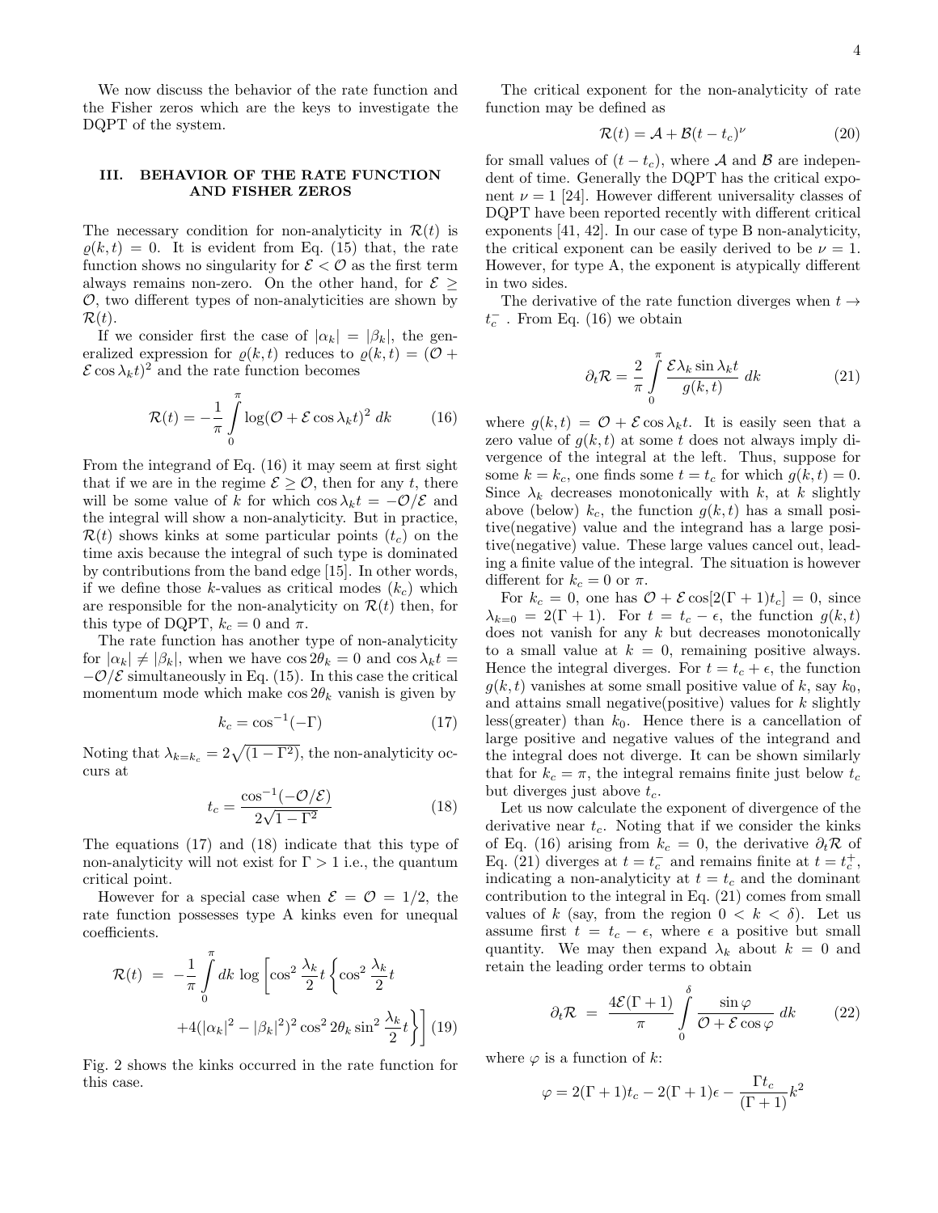We now discuss the behavior of the rate function and the Fisher zeros which are the keys to investigate the DQPT of the system.

## III. BEHAVIOR OF THE RATE FUNCTION AND FISHER ZEROS

The necessary condition for non-analyticity in $\mathcal{R}(t)$ is $\varrho(k,t) = 0$. It is evident from Eq. (15) that, the rate function shows no singularity for $\mathcal{E} < \mathcal{O}$ as the first term always remains non-zero. On the other hand, for $\mathcal{E} \geq \mathcal{O}$, two different types of non-analyticities are shown by $\mathcal{R}(t)$.

If we consider first the case of $|\alpha_k| = |\beta_k|$, the generalized expression for $\varrho(k,t)$ reduces to $\varrho(k,t) = (\mathcal{O} + \mathcal{E}\cos\lambda_k t)^2$ and the rate function becomes

$$\mathcal{R}(t) = -\frac{1}{\pi}\int_0^{\pi} \log(\mathcal{O} + \mathcal{E}\cos\lambda_k t)^2 \, dk \tag{16}$$

From the integrand of Eq. (16) it may seem at first sight that if we are in the regime $\mathcal{E} \geq \mathcal{O}$, then for any $t$, there will be some value of $k$ for which $\cos\lambda_k t = -\mathcal{O}/\mathcal{E}$ and the integral will show a non-analyticity. But in practice, $\mathcal{R}(t)$ shows kinks at some particular points ($t_c$) on the time axis because the integral of such type is dominated by contributions from the band edge [15]. In other words, if we define those $k$-values as critical modes ($k_c$) which are responsible for the non-analyticity on $\mathcal{R}(t)$ then, for this type of DQPT, $k_c = 0$ and $\pi$.

The rate function has another type of non-analyticity for $|\alpha_k| \neq |\beta_k|$, when we have $\cos 2\theta_k = 0$ and $\cos\lambda_k t = -\mathcal{O}/\mathcal{E}$ simultaneously in Eq. (15). In this case the critical momentum mode which make $\cos 2\theta_k$ vanish is given by

$$k_c = \cos^{-1}(-\Gamma) \tag{17}$$

Noting that $\lambda_{k=k_c} = 2\sqrt{(1-\Gamma^2)}$, the non-analyticity occurs at

$$t_c = \frac{\cos^{-1}(-\mathcal{O}/\mathcal{E})}{2\sqrt{1-\Gamma^2}} \tag{18}$$

The equations (17) and (18) indicate that this type of non-analyticity will not exist for $\Gamma > 1$ i.e., the quantum critical point.

However for a special case when $\mathcal{E} = \mathcal{O} = 1/2$, the rate function possesses type A kinks even for unequal coefficients.

$$\begin{aligned}\mathcal{R}(t) \;=\; -\frac{1}{\pi}\int_0^{\pi} dk \, \log\Bigg[\cos^2\frac{\lambda_k}{2}t\,\Bigg\{\cos^2\frac{\lambda_k}{2}t \\ +4(|\alpha_k|^2 - |\beta_k|^2)^2\cos^2 2\theta_k \sin^2\frac{\lambda_k}{2}t\Bigg\}\Bigg]\end{aligned} \tag{19}$$

Fig. 2 shows the kinks occurred in the rate function for this case.

The critical exponent for the non-analyticity of rate function may be defined as

$$\mathcal{R}(t) = \mathcal{A} + \mathcal{B}(t - t_c)^{\nu} \tag{20}$$

for small values of $(t - t_c)$, where $\mathcal{A}$ and $\mathcal{B}$ are independent of time. Generally the DQPT has the critical exponent $\nu = 1$ [24]. However different universality classes of DQPT have been reported recently with different critical exponents [41, 42]. In our case of type B non-analyticity, the critical exponent can be easily derived to be $\nu = 1$. However, for type A, the exponent is atypically different in two sides.

The derivative of the rate function diverges when $t \to t_c^-$ . From Eq. (16) we obtain

$$\partial_t\mathcal{R} = \frac{2}{\pi}\int_0^{\pi} \frac{\mathcal{E}\lambda_k \sin\lambda_k t}{g(k,t)} \, dk \tag{21}$$

where $g(k,t) = \mathcal{O} + \mathcal{E}\cos\lambda_k t$. It is easily seen that a zero value of $g(k,t)$ at some $t$ does not always imply divergence of the integral at the left. Thus, suppose for some $k = k_c$, one finds some $t = t_c$ for which $g(k,t) = 0$. Since $\lambda_k$ decreases monotonically with $k$, at $k$ slightly above (below) $k_c$, the function $g(k,t)$ has a small positive(negative) value and the integrand has a large positive(negative) value. These large values cancel out, leading a finite value of the integral. The situation is however different for $k_c = 0$ or $\pi$.

For $k_c = 0$, one has $\mathcal{O} + \mathcal{E}\cos[2(\Gamma+1)t_c] = 0$, since $\lambda_{k=0} = 2(\Gamma+1)$. For $t = t_c - \epsilon$, the function $g(k,t)$ does not vanish for any $k$ but decreases monotonically to a small value at $k = 0$, remaining positive always. Hence the integral diverges. For $t = t_c + \epsilon$, the function $g(k,t)$ vanishes at some small positive value of $k$, say $k_0$, and attains small negative(positive) values for $k$ slightly less(greater) than $k_0$. Hence there is a cancellation of large positive and negative values of the integrand and the integral does not diverge. It can be shown similarly that for $k_c = \pi$, the integral remains finite just below $t_c$ but diverges just above $t_c$.

Let us now calculate the exponent of divergence of the derivative near $t_c$. Noting that if we consider the kinks of Eq. (16) arising from $k_c = 0$, the derivative $\partial_t\mathcal{R}$ of Eq. (21) diverges at $t = t_c^-$ and remains finite at $t = t_c^+$, indicating a non-analyticity at $t = t_c$ and the dominant contribution to the integral in Eq. (21) comes from small values of $k$ (say, from the region $0 < k < \delta$). Let us assume first $t = t_c - \epsilon$, where $\epsilon$ a positive but small quantity. We may then expand $\lambda_k$ about $k = 0$ and retain the leading order terms to obtain

$$\partial_t\mathcal{R} \;=\; \frac{4\mathcal{E}(\Gamma+1)}{\pi}\int_0^{\delta} \frac{\sin\varphi}{\mathcal{O} + \mathcal{E}\cos\varphi} \, dk \tag{22}$$

where $\varphi$ is a function of $k$:

$$\varphi = 2(\Gamma+1)t_c - 2(\Gamma+1)\epsilon - \frac{\Gamma t_c}{(\Gamma+1)}k^2$$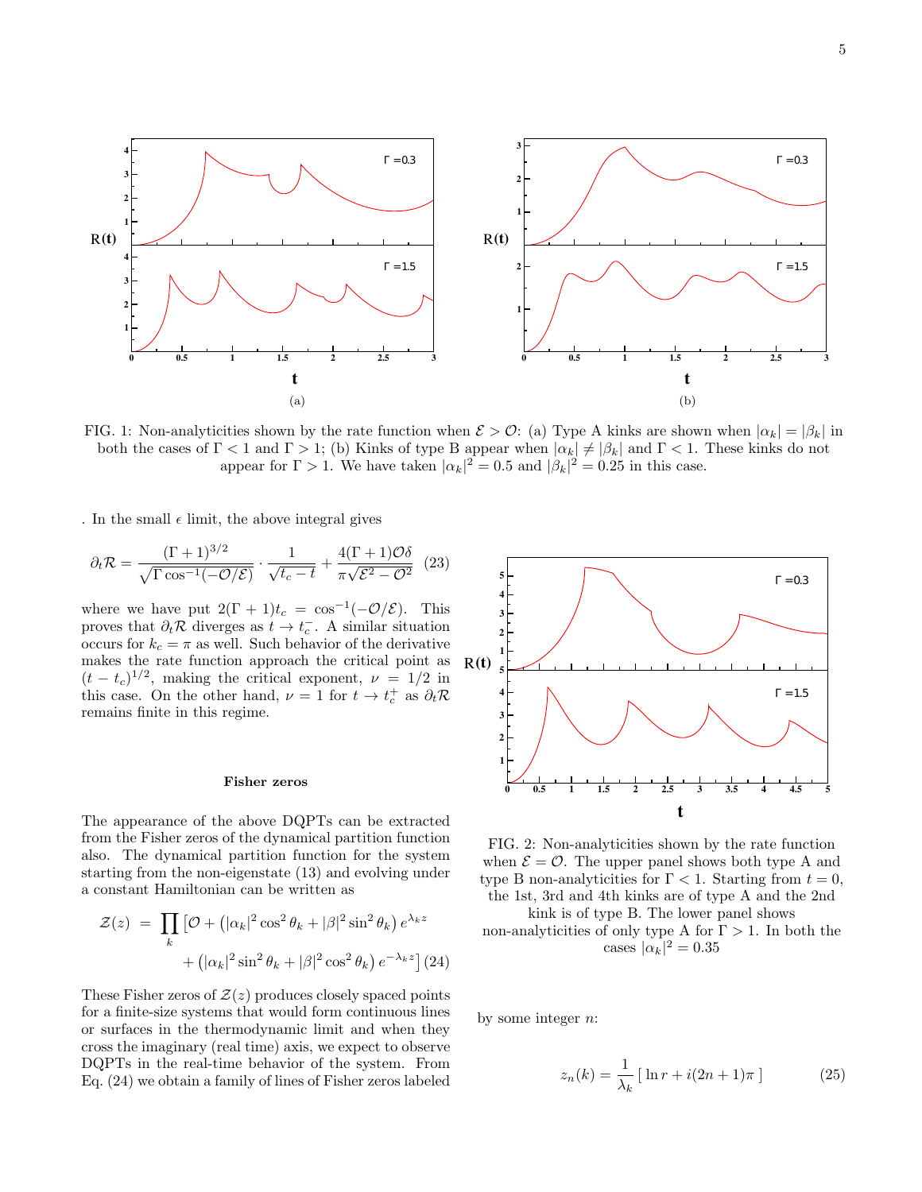FIG. 1: Non-analyticities shown by the rate function when $\mathcal{E} > \mathcal{O}$: (a) Type A kinks are shown when $|\alpha_k| = |\beta_k|$ in both the cases of $\Gamma < 1$ and $\Gamma > 1$; (b) Kinks of type B appear when $|\alpha_k| \neq |\beta_k|$ and $\Gamma < 1$. These kinks do not appear for $\Gamma > 1$. We have taken $|\alpha_k|^2 = 0.5$ and $|\beta_k|^2 = 0.25$ in this case.

. In the small $\epsilon$ limit, the above integral gives

$$\partial_t \mathcal{R} = \frac{(\Gamma+1)^{3/2}}{\sqrt{\Gamma \cos^{-1}(-\mathcal{O}/\mathcal{E})}} \cdot \frac{1}{\sqrt{t_c - t}} + \frac{4(\Gamma+1)\mathcal{O}\delta}{\pi\sqrt{\mathcal{E}^2 - \mathcal{O}^2}} \quad (23)$$

where we have put $2(\Gamma+1)t_c = \cos^{-1}(-\mathcal{O}/\mathcal{E})$. This proves that $\partial_t \mathcal{R}$ diverges as $t \to t_c^-$. A similar situation occurs for $k_c = \pi$ as well. Such behavior of the derivative makes the rate function approach the critical point as $(t - t_c)^{1/2}$, making the critical exponent, $\nu = 1/2$ in this case. On the other hand, $\nu = 1$ for $t \to t_c^+$ as $\partial_t \mathcal{R}$ remains finite in this regime.

FIG. 2: Non-analyticities shown by the rate function when $\mathcal{E} = \mathcal{O}$. The upper panel shows both type A and type B non-analyticities for $\Gamma < 1$. Starting from $t = 0$, the 1st, 3rd and 4th kinks are of type A and the 2nd kink is of type B. The lower panel shows non-analyticities of only type A for $\Gamma > 1$. In both the cases $|\alpha_k|^2 = 0.35$

### Fisher zeros

The appearance of the above DQPTs can be extracted from the Fisher zeros of the dynamical partition function also. The dynamical partition function for the system starting from the non-eigenstate (13) and evolving under a constant Hamiltonian can be written as

$$\begin{aligned} \mathcal{Z}(z) \;=\; \prod_k \big[ \mathcal{O} + \left(|\alpha_k|^2 \cos^2\theta_k + |\beta|^2 \sin^2\theta_k\right) e^{\lambda_k z} \\ + \left(|\alpha_k|^2 \sin^2\theta_k + |\beta|^2 \cos^2\theta_k\right) e^{-\lambda_k z} \big] \end{aligned} \quad (24)$$

These Fisher zeros of $\mathcal{Z}(z)$ produces closely spaced points for a finite-size systems that would form continuous lines or surfaces in the thermodynamic limit and when they cross the imaginary (real time) axis, we expect to observe DQPTs in the real-time behavior of the system. From Eq. (24) we obtain a family of lines of Fisher zeros labeled by some integer $n$:

$$z_n(k) = \frac{1}{\lambda_k}\left[\, \ln r + i(2n+1)\pi \,\right] \quad (25)$$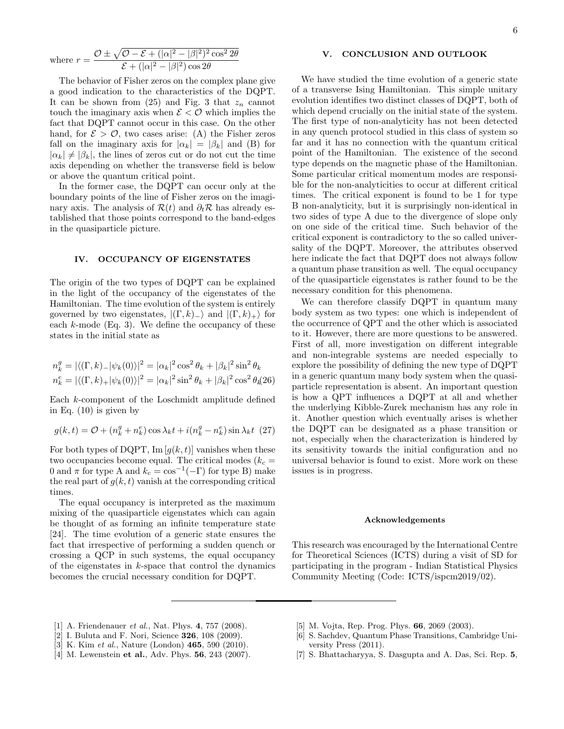where $r = \dfrac{\mathcal{O} \pm \sqrt{\mathcal{O} - \mathcal{E} + (|\alpha|^2 - |\beta|^2)^2 \cos^2 2\theta}}{\mathcal{E} + (|\alpha|^2 - |\beta|^2)\cos 2\theta}$

The behavior of Fisher zeros on the complex plane give a good indication to the characteristics of the DQPT. It can be shown from (25) and Fig. 3 that $z_n$ cannot touch the imaginary axis when $\mathcal{E} < \mathcal{O}$ which implies the fact that DQPT cannot occur in this case. On the other hand, for $\mathcal{E} > \mathcal{O}$, two cases arise: (A) the Fisher zeros fall on the imaginary axis for $|\alpha_k| = |\beta_k|$ and (B) for $|\alpha_k| \neq |\beta_k|$, the lines of zeros cut or do not cut the time axis depending on whether the transverse field is below or above the quantum critical point.

In the former case, the DQPT can occur only at the boundary points of the line of Fisher zeros on the imaginary axis. The analysis of $\mathcal{R}(t)$ and $\partial_t \mathcal{R}$ has already established that those points correspond to the band-edges in the quasiparticle picture.

## IV. OCCUPANCY OF EIGENSTATES

The origin of the two types of DQPT can be explained in the light of the occupancy of the eigenstates of the Hamiltonian. The time evolution of the system is entirely governed by two eigenstates, $|(\Gamma,k)_-\rangle$ and $|(\Gamma,k)_+\rangle$ for each $k$-mode (Eq. 3). We define the occupancy of these states in the initial state as

$$
\begin{aligned}
n_k^g &= |\langle(\Gamma,k)_-|\psi_k(0)\rangle|^2 = |\alpha_k|^2 \cos^2\theta_k + |\beta_k|^2 \sin^2\theta_k \\
n_k^e &= |\langle(\Gamma,k)_+|\psi_k(0)\rangle|^2 = |\alpha_k|^2 \sin^2\theta_k + |\beta_k|^2 \cos^2\theta_k
\end{aligned} \tag{26}
$$

Each $k$-component of the Loschmidt amplitude defined in Eq. (10) is given by

$$
g(k,t) = \mathcal{O} + (n_k^g + n_k^e)\cos\lambda_k t + i(n_k^g - n_k^e)\sin\lambda_k t \tag{27}
$$

For both types of DQPT, $\mathrm{Im}\,[g(k,t)]$ vanishes when these two occupancies become equal. The critical modes ($k_c = 0$ and $\pi$ for type A and $k_c = \cos^{-1}(-\Gamma)$ for type B) make the real part of $g(k,t)$ vanish at the corresponding critical times.

The equal occupancy is interpreted as the maximum mixing of the quasiparticle eigenstates which can again be thought of as forming an infinite temperature state [24]. The time evolution of a generic state ensures the fact that irrespective of performing a sudden quench or crossing a QCP in such systems, the equal occupancy of the eigenstates in $k$-space that control the dynamics becomes the crucial necessary condition for DQPT.

## V. CONCLUSION AND OUTLOOK

We have studied the time evolution of a generic state of a transverse Ising Hamiltonian. This simple unitary evolution identifies two distinct classes of DQPT, both of which depend crucially on the initial state of the system. The first type of non-analyticity has not been detected in any quench protocol studied in this class of system so far and it has no connection with the quantum critical point of the Hamiltonian. The existence of the second type depends on the magnetic phase of the Hamiltonian. Some particular critical momentum modes are responsible for the non-analyticities to occur at different critical times. The critical exponent is found to be 1 for type B non-analyticity, but it is surprisingly non-identical in two sides of type A due to the divergence of slope only on one side of the critical time. Such behavior of the critical exponent is contradictory to the so called universality of the DQPT. Moreover, the attributes observed here indicate the fact that DQPT does not always follow a quantum phase transition as well. The equal occupancy of the quasiparticle eigenstates is rather found to be the necessary condition for this phenomena.

We can therefore classify DQPT in quantum many body system as two types: one which is independent of the occurrence of QPT and the other which is associated to it. However, there are more questions to be answered. First of all, more investigation on different integrable and non-integrable systems are needed especially to explore the possibility of defining the new type of DQPT in a generic quantum many body system when the quasiparticle representation is absent. An important question is how a QPT influences a DQPT at all and whether the underlying Kibble-Zurek mechanism has any role in it. Another question which eventually arises is whether the DQPT can be designated as a phase transition or not, especially when the characterization is hindered by its sensitivity towards the initial configuration and no universal behavior is found to exist. More work on these issues is in progress.

### Acknowledgements

This research was encouraged by the International Centre for Theoretical Sciences (ICTS) during a visit of SD for participating in the program - Indian Statistical Physics Community Meeting (Code: ICTS/ispcm2019/02).

---

[1] A. Friendenauer *et al.*, Nat. Phys. **4**, 757 (2008).
[2] I. Buluta and F. Nori, Science **326**, 108 (2009).
[3] K. Kim *et al.*, Nature (London) **465**, 590 (2010).
[4] M. Lewenstein **et al.**, Adv. Phys. **56**, 243 (2007).
[5] M. Vojta, Rep. Prog. Phys. **66**, 2069 (2003).
[6] S. Sachdev, Quantum Phase Transitions, Cambridge University Press (2011).
[7] S. Bhattacharyya, S. Dasgupta and A. Das, Sci. Rep. **5**,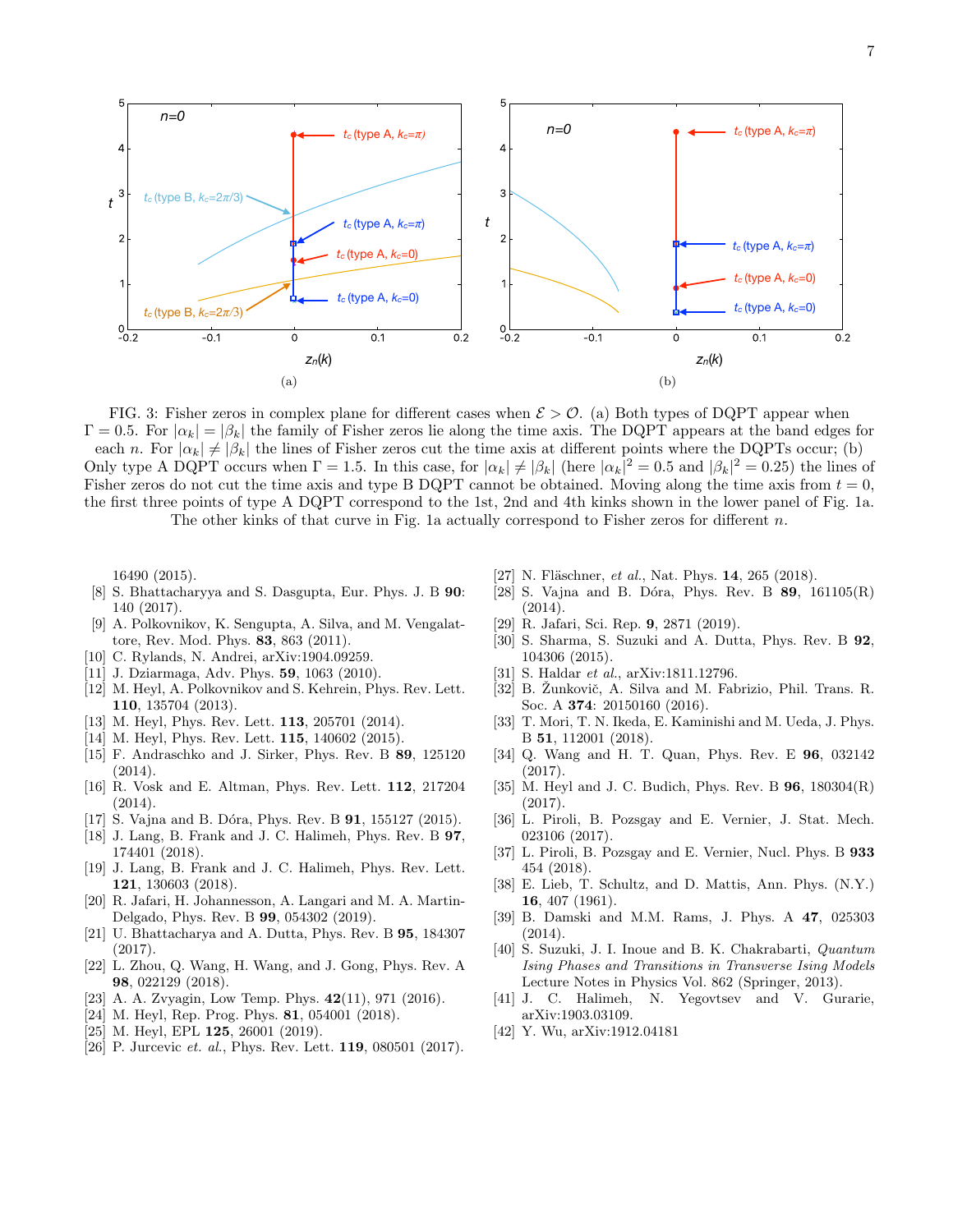n=0

$t_c$ (type A, $k_c$=π)

$t_c$ (type B, $k_c$=2π/3)

$t_c$ (type A, $k_c$=π)

$t_c$ (type A, $k_c$=0)

$t_c$ (type A, $k_c$=0)

$t_c$ (type B, $k_c$=2π/3)

$t$

$z_n(k)$

(a)

n=0

$t_c$ (type A, $k_c$=π)

$t_c$ (type A, $k_c$=π)

$t_c$ (type A, $k_c$=0)

$t_c$ (type A, $k_c$=0)

$t$

$z_n(k)$

(b)

FIG. 3: Fisher zeros in complex plane for different cases when $\mathcal{E} > \mathcal{O}$. (a) Both types of DQPT appear when $\Gamma = 0.5$. For $|\alpha_k| = |\beta_k|$ the family of Fisher zeros lie along the time axis. The DQPT appears at the band edges for each $n$. For $|\alpha_k| \neq |\beta_k|$ the lines of Fisher zeros cut the time axis at different points where the DQPTs occur; (b) Only type A DQPT occurs when $\Gamma = 1.5$. In this case, for $|\alpha_k| \neq |\beta_k|$ (here $|\alpha_k|^2 = 0.5$ and $|\beta_k|^2 = 0.25$) the lines of Fisher zeros do not cut the time axis and type B DQPT cannot be obtained. Moving along the time axis from $t = 0$, the first three points of type A DQPT correspond to the 1st, 2nd and 4th kinks shown in the lower panel of Fig. 1a. The other kinks of that curve in Fig. 1a actually correspond to Fisher zeros for different $n$.

16490 (2015).

[8] S. Bhattacharyya and S. Dasgupta, Eur. Phys. J. B **90**: 140 (2017).

[9] A. Polkovnikov, K. Sengupta, A. Silva, and M. Vengalattore, Rev. Mod. Phys. **83**, 863 (2011).

[10] C. Rylands, N. Andrei, arXiv:1904.09259.

[11] J. Dziarmaga, Adv. Phys. **59**, 1063 (2010).

[12] M. Heyl, A. Polkovnikov and S. Kehrein, Phys. Rev. Lett. **110**, 135704 (2013).

[13] M. Heyl, Phys. Rev. Lett. **113**, 205701 (2014).

[14] M. Heyl, Phys. Rev. Lett. **115**, 140602 (2015).

[15] F. Andraschko and J. Sirker, Phys. Rev. B **89**, 125120 (2014).

[16] R. Vosk and E. Altman, Phys. Rev. Lett. **112**, 217204 (2014).

[17] S. Vajna and B. Dóra, Phys. Rev. B **91**, 155127 (2015).

[18] J. Lang, B. Frank and J. C. Halimeh, Phys. Rev. B **97**, 174401 (2018).

[19] J. Lang, B. Frank and J. C. Halimeh, Phys. Rev. Lett. **121**, 130603 (2018).

[20] R. Jafari, H. Johannesson, A. Langari and M. A. Martin-Delgado, Phys. Rev. B **99**, 054302 (2019).

[21] U. Bhattacharya and A. Dutta, Phys. Rev. B **95**, 184307 (2017).

[22] L. Zhou, Q. Wang, H. Wang, and J. Gong, Phys. Rev. A **98**, 022129 (2018).

[23] A. A. Zvyagin, Low Temp. Phys. **42**(11), 971 (2016).

[24] M. Heyl, Rep. Prog. Phys. **81**, 054001 (2018).

[25] M. Heyl, EPL **125**, 26001 (2019).

[26] P. Jurcevic *et. al.*, Phys. Rev. Lett. **119**, 080501 (2017).

[27] N. Fläschner, *et al.*, Nat. Phys. **14**, 265 (2018).

[28] S. Vajna and B. Dóra, Phys. Rev. B **89**, 161105(R) (2014).

[29] R. Jafari, Sci. Rep. **9**, 2871 (2019).

[30] S. Sharma, S. Suzuki and A. Dutta, Phys. Rev. B **92**, 104306 (2015).

[31] S. Haldar *et al.*, arXiv:1811.12796.

[32] B. Žunkovič, A. Silva and M. Fabrizio, Phil. Trans. R. Soc. A **374**: 20150160 (2016).

[33] T. Mori, T. N. Ikeda, E. Kaminishi and M. Ueda, J. Phys. B **51**, 112001 (2018).

[34] Q. Wang and H. T. Quan, Phys. Rev. E **96**, 032142 (2017).

[35] M. Heyl and J. C. Budich, Phys. Rev. B **96**, 180304(R) (2017).

[36] L. Piroli, B. Pozsgay and E. Vernier, J. Stat. Mech. 023106 (2017).

[37] L. Piroli, B. Pozsgay and E. Vernier, Nucl. Phys. B **933** 454 (2018).

[38] E. Lieb, T. Schultz, and D. Mattis, Ann. Phys. (N.Y.) **16**, 407 (1961).

[39] B. Damski and M.M. Rams, J. Phys. A **47**, 025303 (2014).

[40] S. Suzuki, J. I. Inoue and B. K. Chakrabarti, *Quantum Ising Phases and Transitions in Transverse Ising Models* Lecture Notes in Physics Vol. 862 (Springer, 2013).

[41] J. C. Halimeh, N. Yegovtsev and V. Gurarie, arXiv:1903.03109.

[42] Y. Wu, arXiv:1912.04181